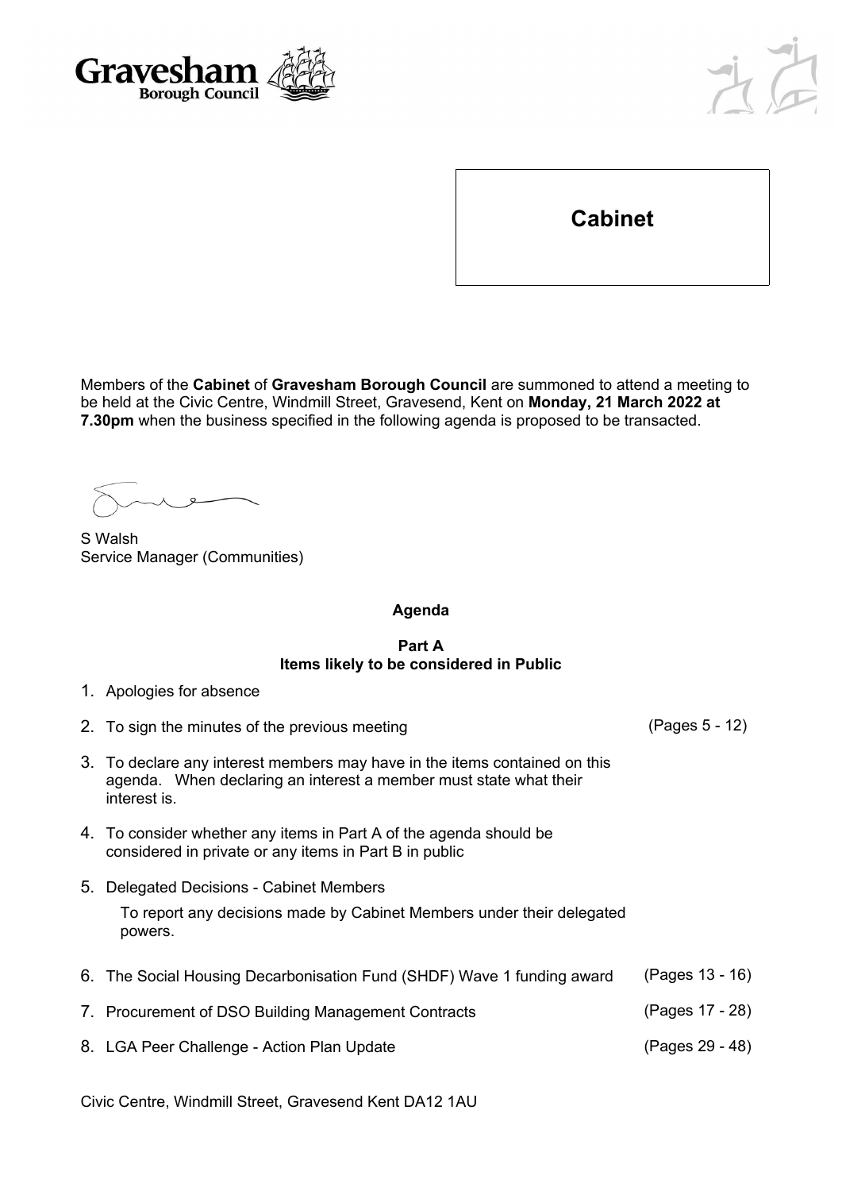Gravesham Borough Council

# Cabinet

Members of the **Cabinet** of **Gravesham Borough Council** are summoned to attend a meeting to be held at the Civic Centre, Windmill Street, Gravesend, Kent on **Monday, 21 March 2022 at 7.30pm** when the business specified in the following agenda is proposed to be transacted.

S Walsh
Service Manager (Communities)

## Agenda

### Part A
### Items likely to be considered in Public

1. Apologies for absence
2. To sign the minutes of the previous meeting (Pages 5 - 12)
3. To declare any interest members may have in the items contained on this agenda. When declaring an interest a member must state what their interest is.
4. To consider whether any items in Part A of the agenda should be considered in private or any items in Part B in public
5. Delegated Decisions - Cabinet Members

   To report any decisions made by Cabinet Members under their delegated powers.

6. The Social Housing Decarbonisation Fund (SHDF) Wave 1 funding award (Pages 13 - 16)
7. Procurement of DSO Building Management Contracts (Pages 17 - 28)
8. LGA Peer Challenge - Action Plan Update (Pages 29 - 48)

Civic Centre, Windmill Street, Gravesend Kent DA12 1AU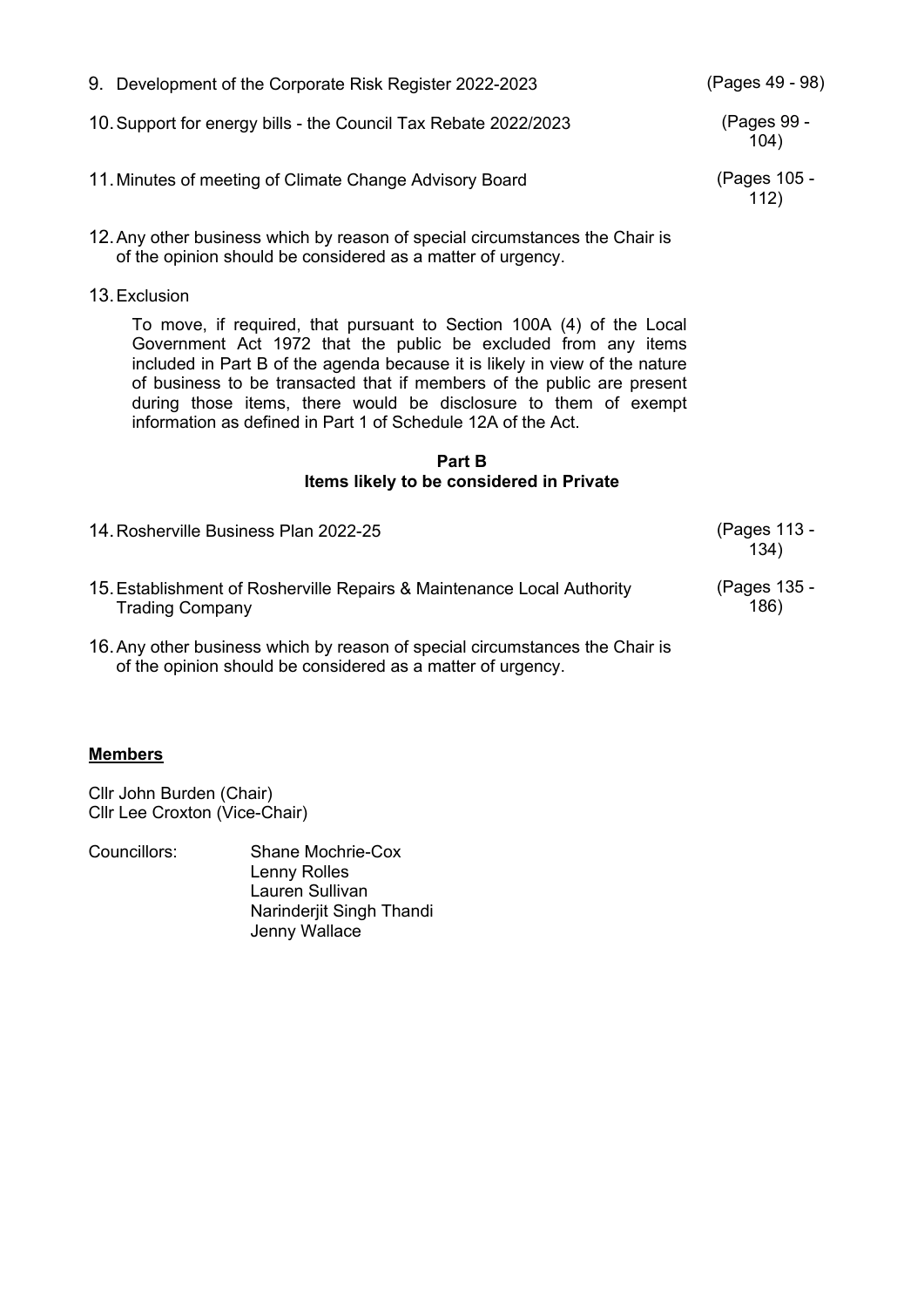9. Development of the Corporate Risk Register 2022-2023 (Pages 49 - 98)

10. Support for energy bills - the Council Tax Rebate 2022/2023 (Pages 99 - 104)

11. Minutes of meeting of Climate Change Advisory Board (Pages 105 - 112)

12. Any other business which by reason of special circumstances the Chair is of the opinion should be considered as a matter of urgency.

13. Exclusion

    To move, if required, that pursuant to Section 100A (4) of the Local Government Act 1972 that the public be excluded from any items included in Part B of the agenda because it is likely in view of the nature of business to be transacted that if members of the public are present during those items, there would be disclosure to them of exempt information as defined in Part 1 of Schedule 12A of the Act.

**Part B**
**Items likely to be considered in Private**

14. Rosherville Business Plan 2022-25 (Pages 113 - 134)

15. Establishment of Rosherville Repairs & Maintenance Local Authority Trading Company (Pages 135 - 186)

16. Any other business which by reason of special circumstances the Chair is of the opinion should be considered as a matter of urgency.

**Members**

Cllr John Burden (Chair)
Cllr Lee Croxton (Vice-Chair)

Councillors:
Shane Mochrie-Cox
Lenny Rolles
Lauren Sullivan
Narinderjit Singh Thandi
Jenny Wallace